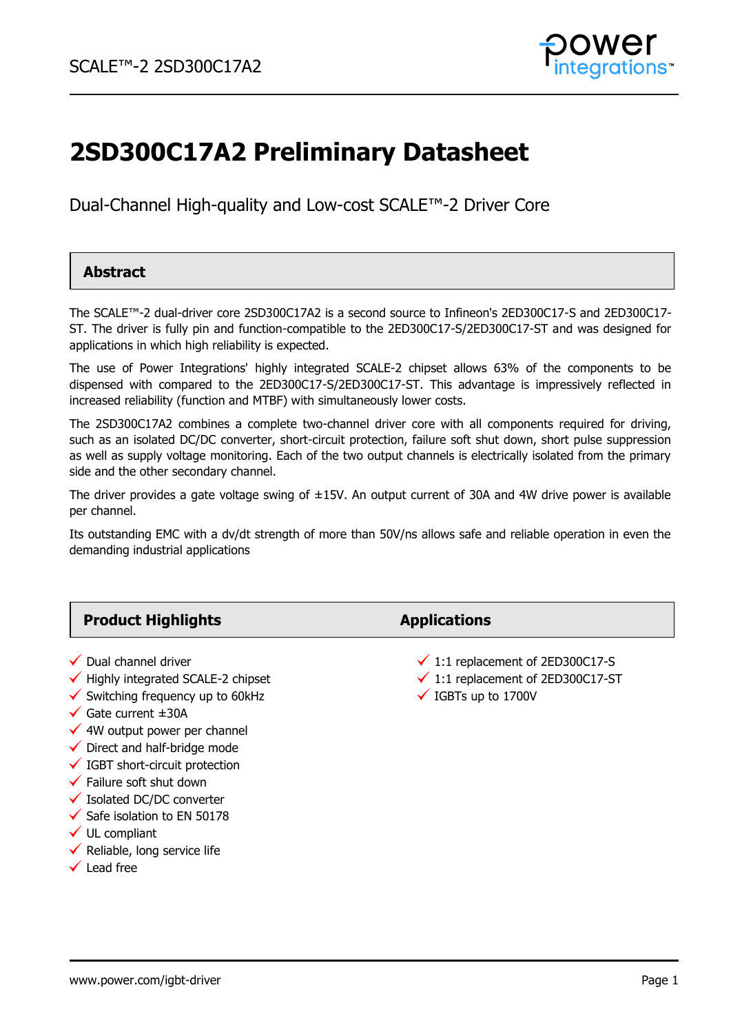# 2SD300C17A2 Preliminary Datasheet

Dual-Channel High-quality and Low-cost SCALE™-2 Driver Core

## Abstract

The SCALE™-2 dual-driver core 2SD300C17A2 is a second source to Infineon's 2ED300C17-S and 2ED300C17-ST. The driver is fully pin and function-compatible to the 2ED300C17-S/2ED300C17-ST and was designed for applications in which high reliability is expected.

The use of Power Integrations' highly integrated SCALE-2 chipset allows 63% of the components to be dispensed with compared to the 2ED300C17-S/2ED300C17-ST. This advantage is impressively reflected in increased reliability (function and MTBF) with simultaneously lower costs.

The 2SD300C17A2 combines a complete two-channel driver core with all components required for driving, such as an isolated DC/DC converter, short-circuit protection, failure soft shut down, short pulse suppression as well as supply voltage monitoring. Each of the two output channels is electrically isolated from the primary side and the other secondary channel.

The driver provides a gate voltage swing of ±15V. An output current of 30A and 4W drive power is available per channel.

Its outstanding EMC with a dv/dt strength of more than 50V/ns allows safe and reliable operation in even the demanding industrial applications

## Product Highlights

- ✓ Dual channel driver
- ✓ Highly integrated SCALE-2 chipset
- ✓ Switching frequency up to 60kHz
- ✓ Gate current ±30A
- ✓ 4W output power per channel
- ✓ Direct and half-bridge mode
- ✓ IGBT short-circuit protection
- ✓ Failure soft shut down
- ✓ Isolated DC/DC converter
- ✓ Safe isolation to EN 50178
- ✓ UL compliant
- ✓ Reliable, long service life
- ✓ Lead free

## Applications

- ✓ 1:1 replacement of 2ED300C17-S
- ✓ 1:1 replacement of 2ED300C17-ST
- ✓ IGBTs up to 1700V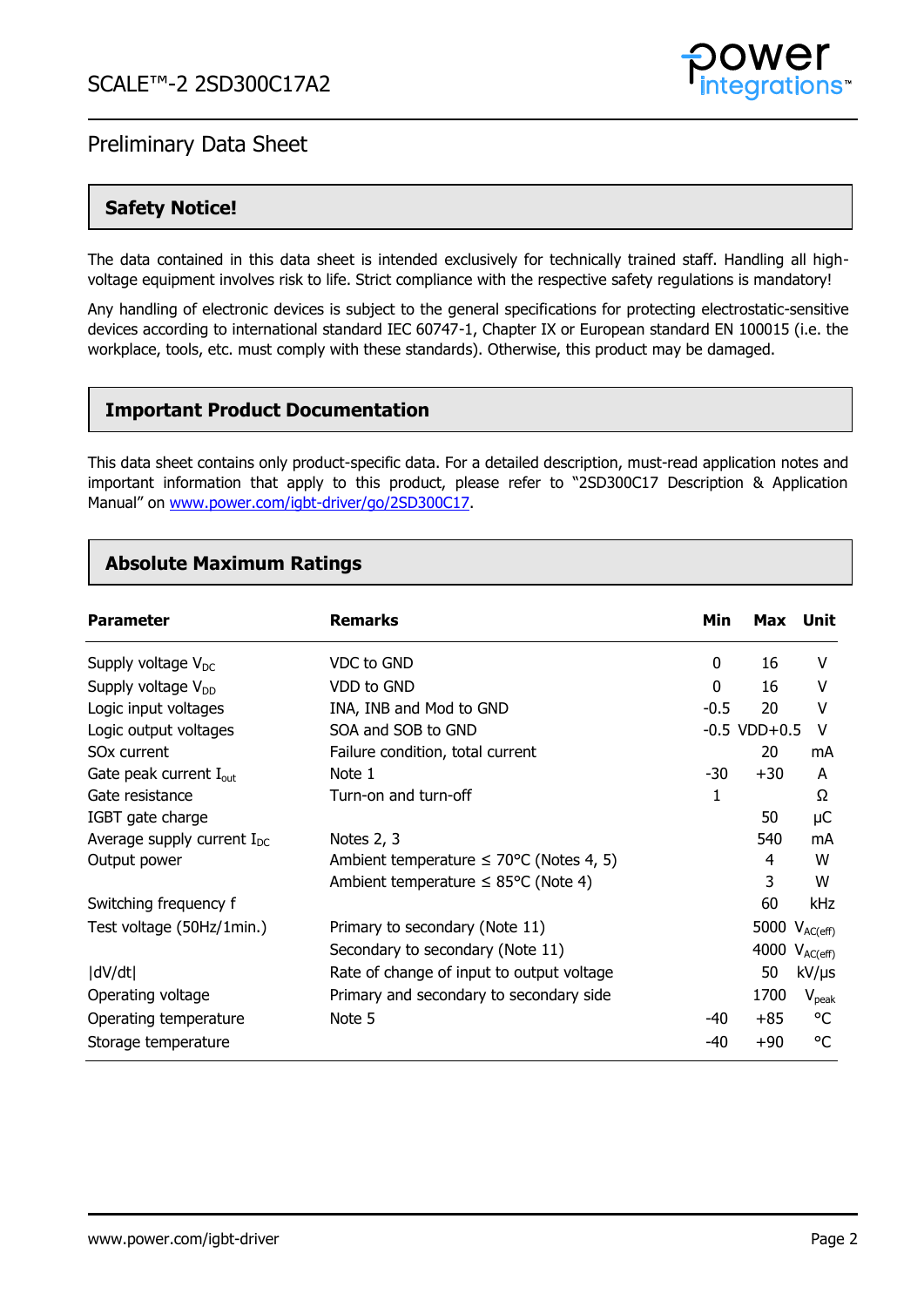# SCALE™-2 2SD300C17A2

## Preliminary Data Sheet

### Safety Notice!

The data contained in this data sheet is intended exclusively for technically trained staff. Handling all high-voltage equipment involves risk to life. Strict compliance with the respective safety regulations is mandatory!

Any handling of electronic devices is subject to the general specifications for protecting electrostatic-sensitive devices according to international standard IEC 60747-1, Chapter IX or European standard EN 100015 (i.e. the workplace, tools, etc. must comply with these standards). Otherwise, this product may be damaged.

### Important Product Documentation

This data sheet contains only product-specific data. For a detailed description, must-read application notes and important information that apply to this product, please refer to "2SD300C17 Description & Application Manual" on www.power.com/igbt-driver/go/2SD300C17.

### Absolute Maximum Ratings

| Parameter | Remarks | Min | Max | Unit |
|---|---|---|---|---|
| Supply voltage $V_{DC}$ | VDC to GND | 0 | 16 | V |
| Supply voltage $V_{DD}$ | VDD to GND | 0 | 16 | V |
| Logic input voltages | INA, INB and Mod to GND | -0.5 | 20 | V |
| Logic output voltages | SOA and SOB to GND | -0.5 | VDD+0.5 | V |
| SOx current | Failure condition, total current | | 20 | mA |
| Gate peak current $I_{out}$ | Note 1 | -30 | +30 | A |
| Gate resistance | Turn-on and turn-off | 1 | | Ω |
| IGBT gate charge | | | 50 | µC |
| Average supply current $I_{DC}$ | Notes 2, 3 | | 540 | mA |
| Output power | Ambient temperature ≤ 70°C (Notes 4, 5) | | 4 | W |
| | Ambient temperature ≤ 85°C (Note 4) | | 3 | W |
| Switching frequency f | | | 60 | kHz |
| Test voltage (50Hz/1min.) | Primary to secondary (Note 11) | | 5000 | $V_{AC(eff)}$ |
| | Secondary to secondary (Note 11) | | 4000 | $V_{AC(eff)}$ |
| \|dV/dt\| | Rate of change of input to output voltage | | 50 | kV/µs |
| Operating voltage | Primary and secondary to secondary side | | 1700 | $V_{peak}$ |
| Operating temperature | Note 5 | -40 | +85 | °C |
| Storage temperature | | -40 | +90 | °C |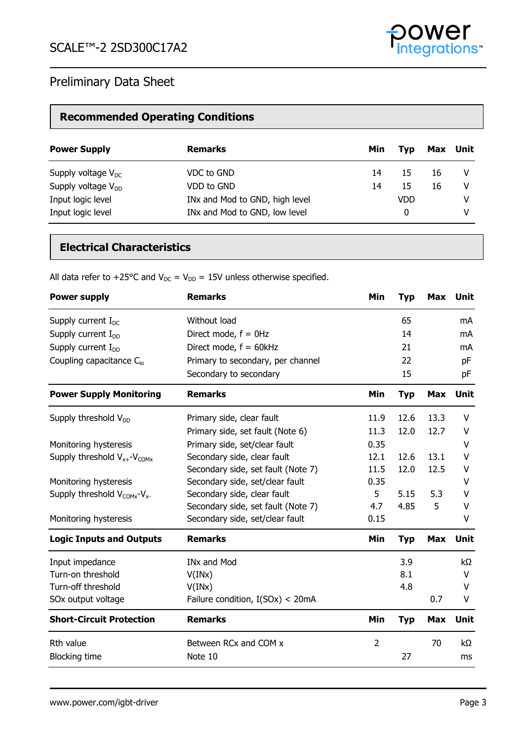## Preliminary Data Sheet

### Recommended Operating Conditions

| Power Supply | Remarks | Min | Typ | Max | Unit |
|---|---|---|---|---|---|
| Supply voltage $V_{DC}$ | VDC to GND | 14 | 15 | 16 | V |
| Supply voltage $V_{DD}$ | VDD to GND | 14 | 15 | 16 | V |
| Input logic level | INx and Mod to GND, high level | | VDD | | V |
| Input logic level | INx and Mod to GND, low level | | 0 | | V |

### Electrical Characteristics

All data refer to +25°C and $V_{DC}$ = $V_{DD}$ = 15V unless otherwise specified.

| Power supply | Remarks | Min | Typ | Max | Unit |
|---|---|---|---|---|---|
| Supply current $I_{DC}$ | Without load | | 65 | | mA |
| Supply current $I_{DD}$ | Direct mode, f = 0Hz | | 14 | | mA |
| Supply current $I_{DD}$ | Direct mode, f = 60kHz | | 21 | | mA |
| Coupling capacitance $C_{io}$ | Primary to secondary, per channel | | 22 | | pF |
| | Secondary to secondary | | 15 | | pF |
| **Power Supply Monitoring** | **Remarks** | **Min** | **Typ** | **Max** | **Unit** |
| Supply threshold $V_{DD}$ | Primary side, clear fault | 11.9 | 12.6 | 13.3 | V |
| | Primary side, set fault (Note 6) | 11.3 | 12.0 | 12.7 | V |
| Monitoring hysteresis | Primary side, set/clear fault | 0.35 | | | V |
| Supply threshold $V_{x+}$-$V_{COMx}$ | Secondary side, clear fault | 12.1 | 12.6 | 13.1 | V |
| | Secondary side, set fault (Note 7) | 11.5 | 12.0 | 12.5 | V |
| Monitoring hysteresis | Secondary side, set/clear fault | 0.35 | | | V |
| Supply threshold $V_{COMx}$-$V_{x-}$ | Secondary side, clear fault | 5 | 5.15 | 5.3 | V |
| | Secondary side, set fault (Note 7) | 4.7 | 4.85 | 5 | V |
| Monitoring hysteresis | Secondary side, set/clear fault | 0.15 | | | V |
| **Logic Inputs and Outputs** | **Remarks** | **Min** | **Typ** | **Max** | **Unit** |
| Input impedance | INx and Mod | | 3.9 | | kΩ |
| Turn-on threshold | V(INx) | | 8.1 | | V |
| Turn-off threshold | V(INx) | | 4.8 | | V |
| SOx output voltage | Failure condition, I(SOx) < 20mA | | | 0.7 | V |
| **Short-Circuit Protection** | **Remarks** | **Min** | **Typ** | **Max** | **Unit** |
| Rth value | Between RCx and COM x | 2 | | 70 | kΩ |
| Blocking time | Note 10 | | 27 | | ms |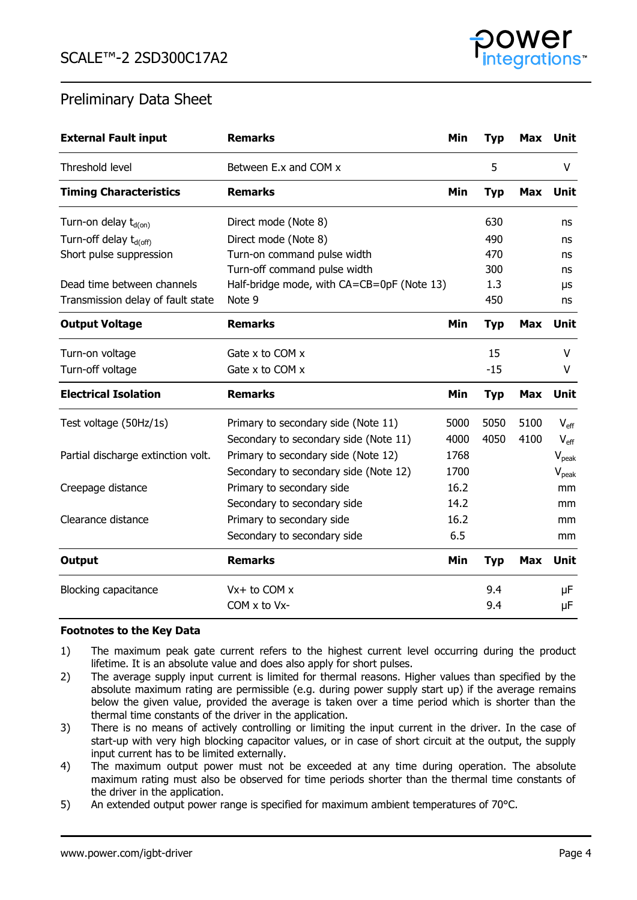## Preliminary Data Sheet

| External Fault input | Remarks | Min | Typ | Max | Unit |
|---|---|---|---|---|---|
| Threshold level | Between E.x and COM x | | 5 | | V |
| **Timing Characteristics** | **Remarks** | **Min** | **Typ** | **Max** | **Unit** |
| Turn-on delay $t_{d(on)}$ | Direct mode (Note 8) | | 630 | | ns |
| Turn-off delay $t_{d(off)}$ | Direct mode (Note 8) | | 490 | | ns |
| Short pulse suppression | Turn-on command pulse width | | 470 | | ns |
| | Turn-off command pulse width | | 300 | | ns |
| Dead time between channels | Half-bridge mode, with CA=CB=0pF (Note 13) | | 1.3 | | µs |
| Transmission delay of fault state | Note 9 | | 450 | | ns |
| **Output Voltage** | **Remarks** | **Min** | **Typ** | **Max** | **Unit** |
| Turn-on voltage | Gate x to COM x | | 15 | | V |
| Turn-off voltage | Gate x to COM x | | -15 | | V |
| **Electrical Isolation** | **Remarks** | **Min** | **Typ** | **Max** | **Unit** |
| Test voltage (50Hz/1s) | Primary to secondary side (Note 11) | 5000 | 5050 | 5100 | $V_{eff}$ |
| | Secondary to secondary side (Note 11) | 4000 | 4050 | 4100 | $V_{eff}$ |
| Partial discharge extinction volt. | Primary to secondary side (Note 12) | 1768 | | | $V_{peak}$ |
| | Secondary to secondary side (Note 12) | 1700 | | | $V_{peak}$ |
| Creepage distance | Primary to secondary side | 16.2 | | | mm |
| | Secondary to secondary side | 14.2 | | | mm |
| Clearance distance | Primary to secondary side | 16.2 | | | mm |
| | Secondary to secondary side | 6.5 | | | mm |
| **Output** | **Remarks** | **Min** | **Typ** | **Max** | **Unit** |
| Blocking capacitance | Vx+ to COM x | | 9.4 | | µF |
| | COM x to Vx- | | 9.4 | | µF |

**Footnotes to the Key Data**

1) The maximum peak gate current refers to the highest current level occurring during the product lifetime. It is an absolute value and does also apply for short pulses.
2) The average supply input current is limited for thermal reasons. Higher values than specified by the absolute maximum rating are permissible (e.g. during power supply start up) if the average remains below the given value, provided the average is taken over a time period which is shorter than the thermal time constants of the driver in the application.
3) There is no means of actively controlling or limiting the input current in the driver. In the case of start-up with very high blocking capacitor values, or in case of short circuit at the output, the supply input current has to be limited externally.
4) The maximum output power must not be exceeded at any time during operation. The absolute maximum rating must also be observed for time periods shorter than the thermal time constants of the driver in the application.
5) An extended output power range is specified for maximum ambient temperatures of 70°C.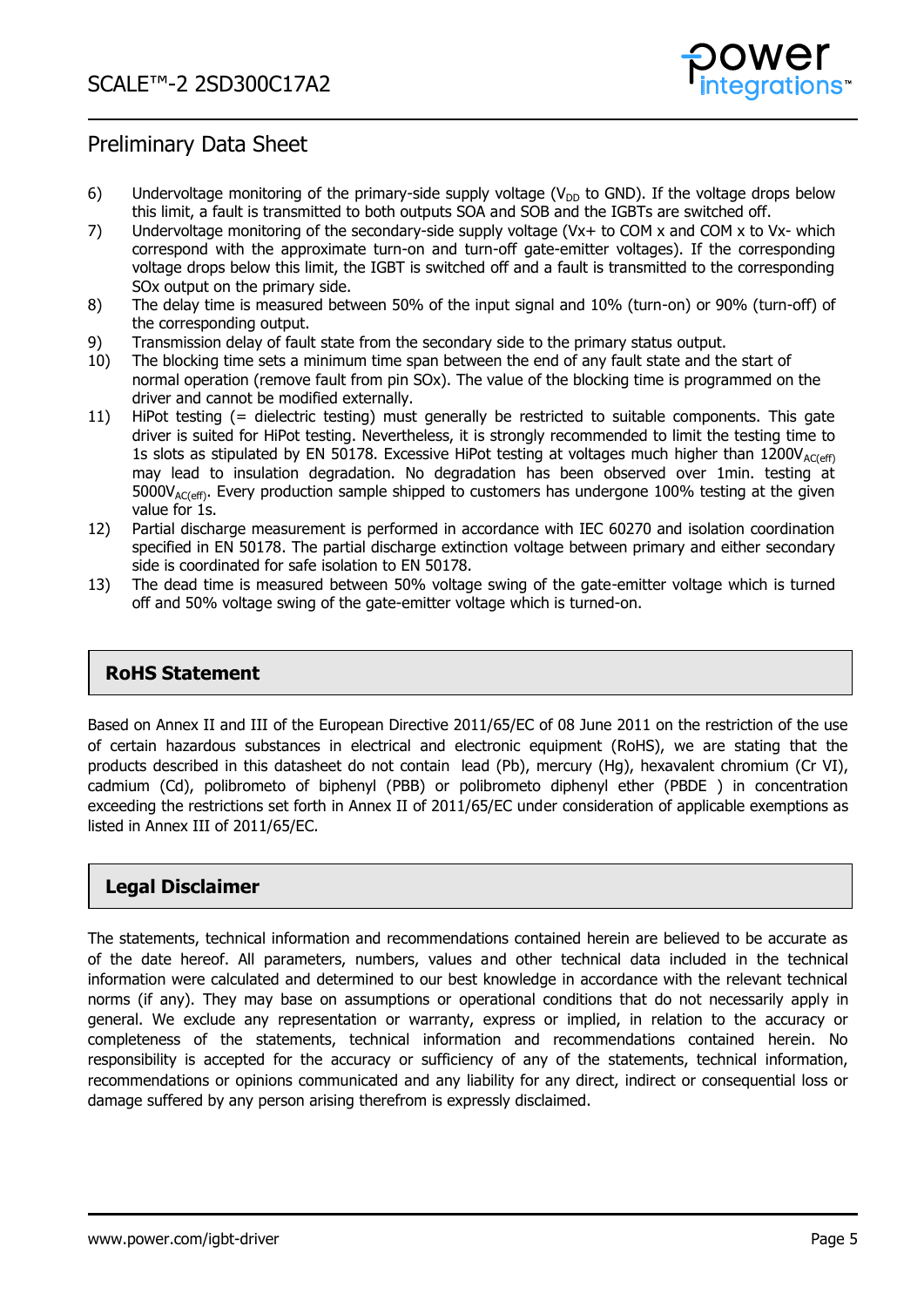6) Undervoltage monitoring of the primary-side supply voltage ($V_{DD}$ to GND). If the voltage drops below this limit, a fault is transmitted to both outputs SOA and SOB and the IGBTs are switched off.
7) Undervoltage monitoring of the secondary-side supply voltage (Vx+ to COM x and COM x to Vx- which correspond with the approximate turn-on and turn-off gate-emitter voltages). If the corresponding voltage drops below this limit, the IGBT is switched off and a fault is transmitted to the corresponding SOx output on the primary side.
8) The delay time is measured between 50% of the input signal and 10% (turn-on) or 90% (turn-off) of the corresponding output.
9) Transmission delay of fault state from the secondary side to the primary status output.
10) The blocking time sets a minimum time span between the end of any fault state and the start of normal operation (remove fault from pin SOx). The value of the blocking time is programmed on the driver and cannot be modified externally.
11) HiPot testing (= dielectric testing) must generally be restricted to suitable components. This gate driver is suited for HiPot testing. Nevertheless, it is strongly recommended to limit the testing time to 1s slots as stipulated by EN 50178. Excessive HiPot testing at voltages much higher than $1200V_{AC(eff)}$ may lead to insulation degradation. No degradation has been observed over 1min. testing at $5000V_{AC(eff)}$. Every production sample shipped to customers has undergone 100% testing at the given value for 1s.
12) Partial discharge measurement is performed in accordance with IEC 60270 and isolation coordination specified in EN 50178. The partial discharge extinction voltage between primary and either secondary side is coordinated for safe isolation to EN 50178.
13) The dead time is measured between 50% voltage swing of the gate-emitter voltage which is turned off and 50% voltage swing of the gate-emitter voltage which is turned-on.

## RoHS Statement

Based on Annex II and III of the European Directive 2011/65/EC of 08 June 2011 on the restriction of the use of certain hazardous substances in electrical and electronic equipment (RoHS), we are stating that the products described in this datasheet do not contain lead (Pb), mercury (Hg), hexavalent chromium (Cr VI), cadmium (Cd), polibrometo of biphenyl (PBB) or polibrometo diphenyl ether (PBDE ) in concentration exceeding the restrictions set forth in Annex II of 2011/65/EC under consideration of applicable exemptions as listed in Annex III of 2011/65/EC.

## Legal Disclaimer

The statements, technical information and recommendations contained herein are believed to be accurate as of the date hereof. All parameters, numbers, values and other technical data included in the technical information were calculated and determined to our best knowledge in accordance with the relevant technical norms (if any). They may base on assumptions or operational conditions that do not necessarily apply in general. We exclude any representation or warranty, express or implied, in relation to the accuracy or completeness of the statements, technical information and recommendations contained herein. No responsibility is accepted for the accuracy or sufficiency of any of the statements, technical information, recommendations or opinions communicated and any liability for any direct, indirect or consequential loss or damage suffered by any person arising therefrom is expressly disclaimed.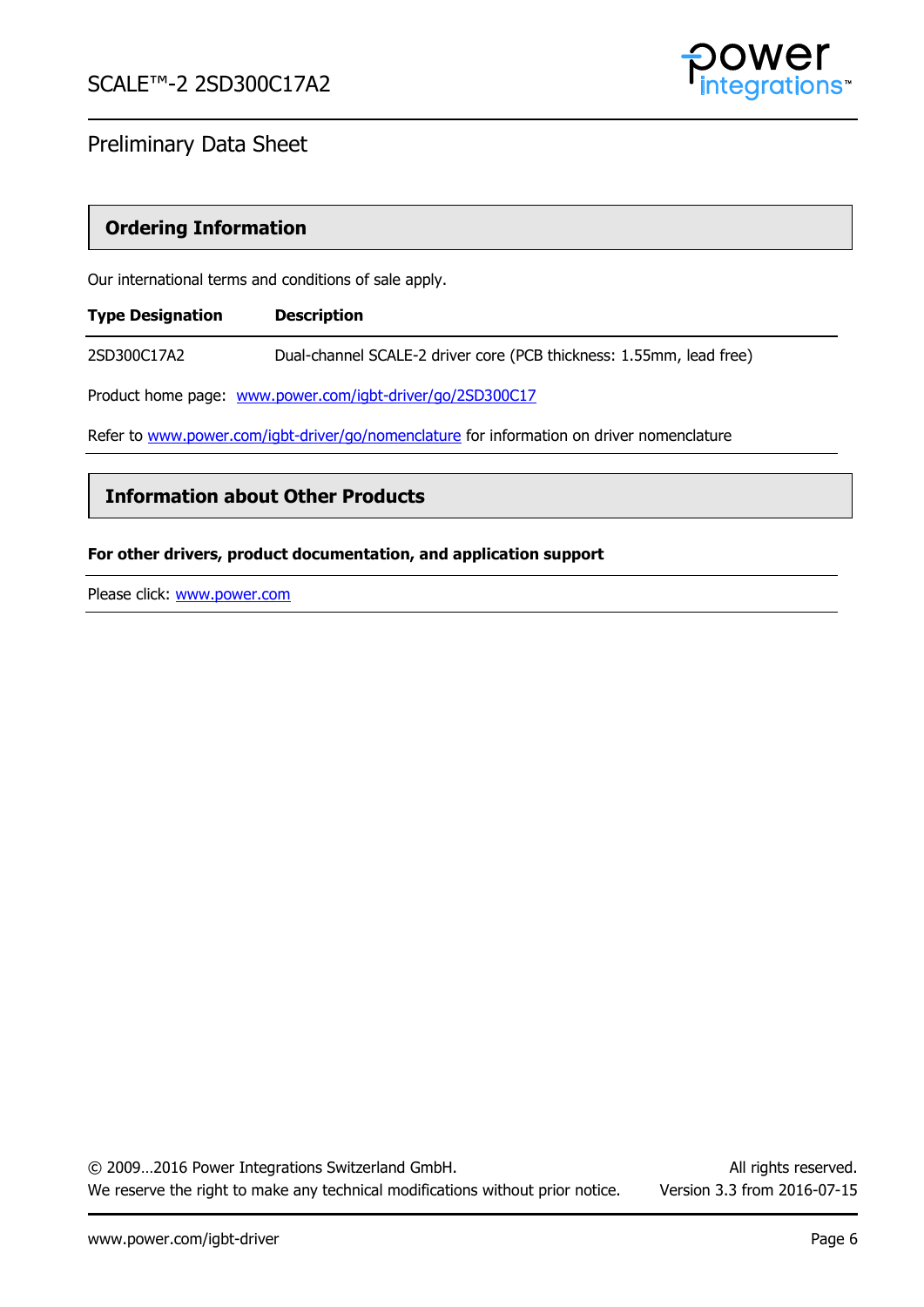## Ordering Information

Our international terms and conditions of sale apply.

| Type Designation | Description |
|---|---|
| 2SD300C17A2 | Dual-channel SCALE-2 driver core (PCB thickness: 1.55mm, lead free) |

Product home page: www.power.com/igbt-driver/go/2SD300C17

Refer to www.power.com/igbt-driver/go/nomenclature for information on driver nomenclature

## Information about Other Products

**For other drivers, product documentation, and application support**

Please click: www.power.com

© 2009…2016 Power Integrations Switzerland GmbH. All rights reserved.
We reserve the right to make any technical modifications without prior notice. Version 3.3 from 2016-07-15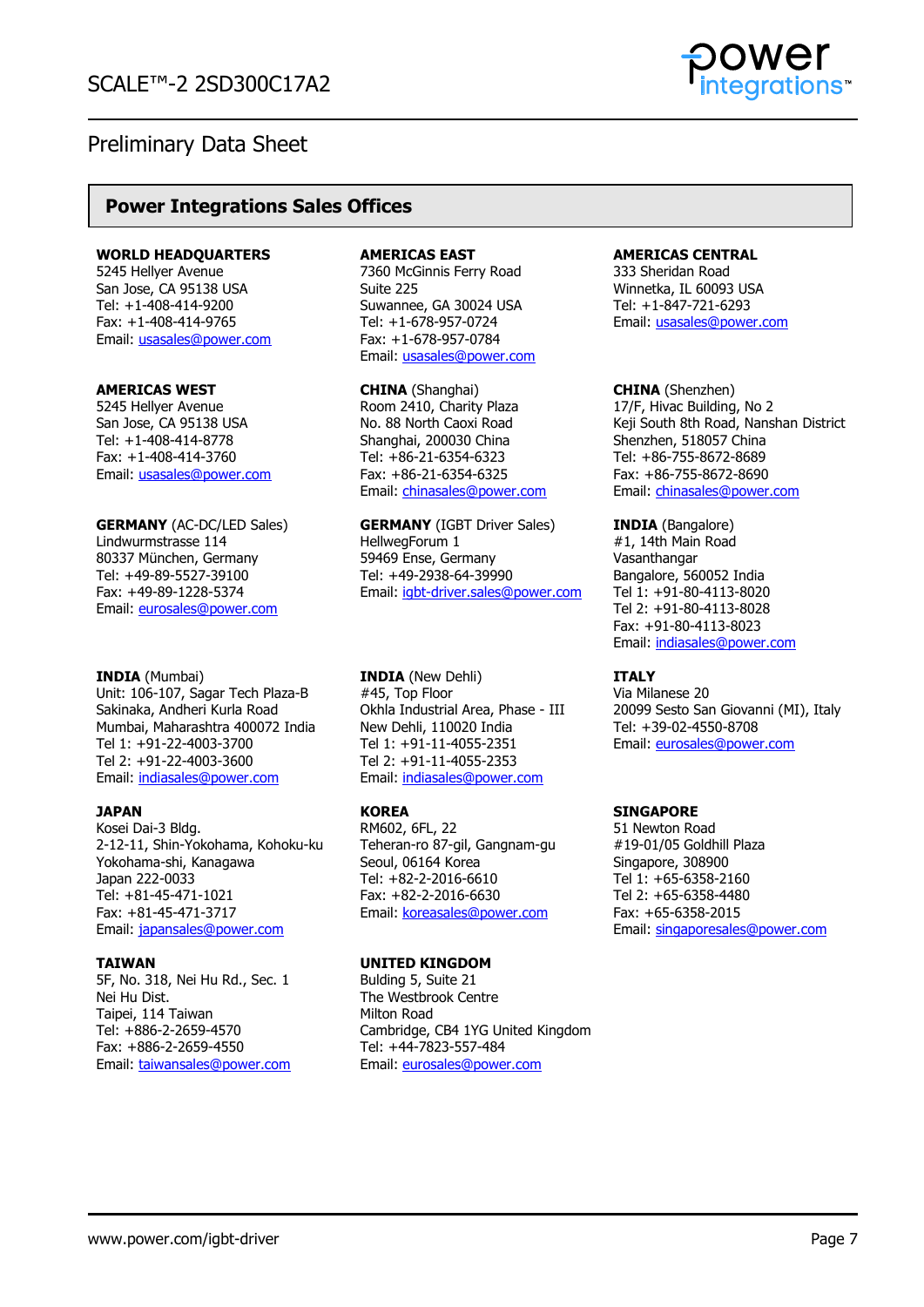## Power Integrations Sales Offices

**WORLD HEADQUARTERS**
5245 Hellyer Avenue
San Jose, CA 95138 USA
Tel: +1-408-414-9200
Fax: +1-408-414-9765
Email: usasales@power.com

**AMERICAS EAST**
7360 McGinnis Ferry Road
Suite 225
Suwannee, GA 30024 USA
Tel: +1-678-957-0724
Fax: +1-678-957-0784
Email: usasales@power.com

**AMERICAS CENTRAL**
333 Sheridan Road
Winnetka, IL 60093 USA
Tel: +1-847-721-6293
Email: usasales@power.com

**AMERICAS WEST**
5245 Hellyer Avenue
San Jose, CA 95138 USA
Tel: +1-408-414-8778
Fax: +1-408-414-3760
Email: usasales@power.com

**CHINA** (Shanghai)
Room 2410, Charity Plaza
No. 88 North Caoxi Road
Shanghai, 200030 China
Tel: +86-21-6354-6323
Fax: +86-21-6354-6325
Email: chinasales@power.com

**CHINA** (Shenzhen)
17/F, Hivac Building, No 2
Keji South 8th Road, Nanshan District
Shenzhen, 518057 China
Tel: +86-755-8672-8689
Fax: +86-755-8672-8690
Email: chinasales@power.com

**GERMANY** (AC-DC/LED Sales)
Lindwurmstrasse 114
80337 München, Germany
Tel: +49-89-5527-39100
Fax: +49-89-1228-5374
Email: eurosales@power.com

**GERMANY** (IGBT Driver Sales)
HellwegForum 1
59469 Ense, Germany
Tel: +49-2938-64-39990
Email: igbt-driver.sales@power.com

**INDIA** (Bangalore)
#1, 14th Main Road
Vasanthangar
Bangalore, 560052 India
Tel 1: +91-80-4113-8020
Tel 2: +91-80-4113-8028
Fax: +91-80-4113-8023
Email: indiasales@power.com

**INDIA** (Mumbai)
Unit: 106-107, Sagar Tech Plaza-B
Sakinaka, Andheri Kurla Road
Mumbai, Maharashtra 400072 India
Tel 1: +91-22-4003-3700
Tel 2: +91-22-4003-3600
Email: indiasales@power.com

**INDIA** (New Dehli)
#45, Top Floor
Okhla Industrial Area, Phase - III
New Dehli, 110020 India
Tel 1: +91-11-4055-2351
Tel 2: +91-11-4055-2353
Email: indiasales@power.com

**ITALY**
Via Milanese 20
20099 Sesto San Giovanni (MI), Italy
Tel: +39-02-4550-8708
Email: eurosales@power.com

**JAPAN**
Kosei Dai-3 Bldg.
2-12-11, Shin-Yokohama, Kohoku-ku
Yokohama-shi, Kanagawa
Japan 222-0033
Tel: +81-45-471-1021
Fax: +81-45-471-3717
Email: japansales@power.com

**KOREA**
RM602, 6FL, 22
Teheran-ro 87-gil, Gangnam-gu
Seoul, 06164 Korea
Tel: +82-2-2016-6610
Fax: +82-2-2016-6630
Email: koreasales@power.com

**SINGAPORE**
51 Newton Road
#19-01/05 Goldhill Plaza
Singapore, 308900
Tel 1: +65-6358-2160
Tel 2: +65-6358-4480
Fax: +65-6358-2015
Email: singaporesales@power.com

**TAIWAN**
5F, No. 318, Nei Hu Rd., Sec. 1
Nei Hu Dist.
Taipei, 114 Taiwan
Tel: +886-2-2659-4570
Fax: +886-2-2659-4550
Email: taiwansales@power.com

**UNITED KINGDOM**
Bulding 5, Suite 21
The Westbrook Centre
Milton Road
Cambridge, CB4 1YG United Kingdom
Tel: +44-7823-557-484
Email: eurosales@power.com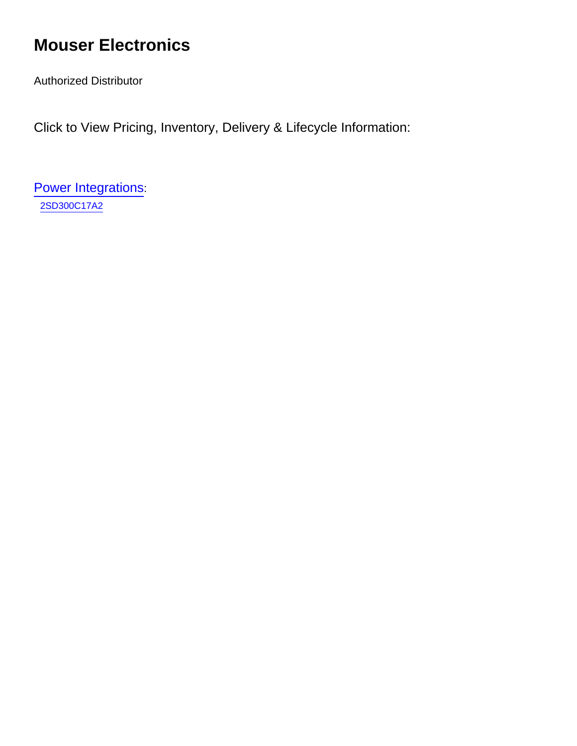# Mouser Electronics

Authorized Distributor

Click to View Pricing, Inventory, Delivery & Lifecycle Information:

Power Integrations:

2SD300C17A2